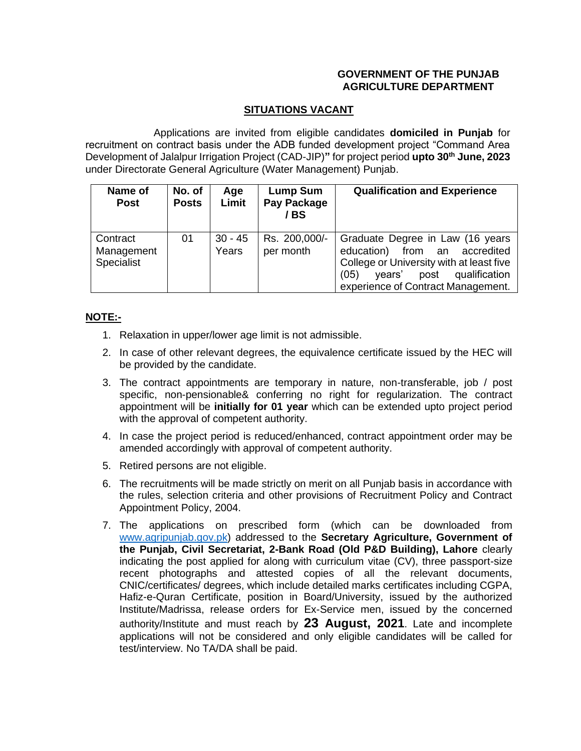**GOVERNMENT OF THE PUNJAB**
**AGRICULTURE DEPARTMENT**

## SITUATIONS VACANT

Applications are invited from eligible candidates **domiciled in Punjab** for recruitment on contract basis under the ADB funded development project "Command Area Development of Jalalpur Irrigation Project (CAD-JIP)**"** for project period **upto 30th June, 2023** under Directorate General Agriculture (Water Management) Punjab.

| Name of Post | No. of Posts | Age Limit | Lump Sum Pay Package / BS | Qualification and Experience |
|---|---|---|---|---|
| Contract Management Specialist | 01 | 30 - 45 Years | Rs. 200,000/- per month | Graduate Degree in Law (16 years education) from an accredited College or University with at least five (05) years' post qualification experience of Contract Management. |

**NOTE:-**

1. Relaxation in upper/lower age limit is not admissible.
2. In case of other relevant degrees, the equivalence certificate issued by the HEC will be provided by the candidate.
3. The contract appointments are temporary in nature, non-transferable, job / post specific, non-pensionable& conferring no right for regularization. The contract appointment will be **initially for 01 year** which can be extended upto project period with the approval of competent authority.
4. In case the project period is reduced/enhanced, contract appointment order may be amended accordingly with approval of competent authority.
5. Retired persons are not eligible.
6. The recruitments will be made strictly on merit on all Punjab basis in accordance with the rules, selection criteria and other provisions of Recruitment Policy and Contract Appointment Policy, 2004.
7. The applications on prescribed form (which can be downloaded from www.agripunjab.gov.pk) addressed to the **Secretary Agriculture, Government of the Punjab, Civil Secretariat, 2-Bank Road (Old P&D Building), Lahore** clearly indicating the post applied for along with curriculum vitae (CV), three passport-size recent photographs and attested copies of all the relevant documents, CNIC/certificates/ degrees, which include detailed marks certificates including CGPA, Hafiz-e-Quran Certificate, position in Board/University, issued by the authorized Institute/Madrissa, release orders for Ex-Service men, issued by the concerned authority/Institute and must reach by **23 August, 2021**. Late and incomplete applications will not be considered and only eligible candidates will be called for test/interview. No TA/DA shall be paid.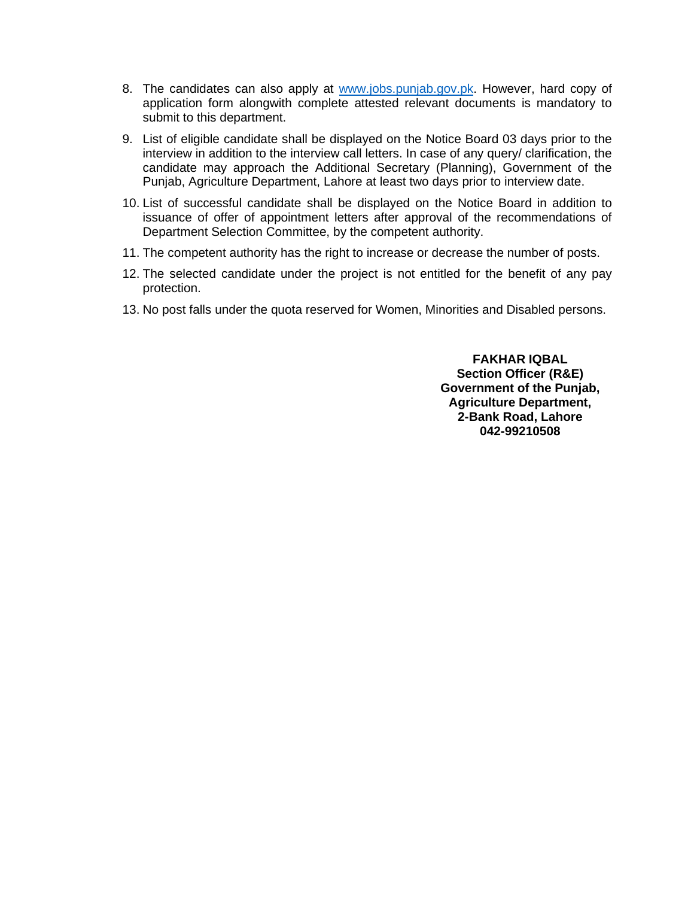8. The candidates can also apply at [www.jobs.punjab.gov.pk](http://www.jobs.punjab.gov.pk). However, hard copy of application form alongwith complete attested relevant documents is mandatory to submit to this department.
9. List of eligible candidate shall be displayed on the Notice Board 03 days prior to the interview in addition to the interview call letters. In case of any query/ clarification, the candidate may approach the Additional Secretary (Planning), Government of the Punjab, Agriculture Department, Lahore at least two days prior to interview date.
10. List of successful candidate shall be displayed on the Notice Board in addition to issuance of offer of appointment letters after approval of the recommendations of Department Selection Committee, by the competent authority.
11. The competent authority has the right to increase or decrease the number of posts.
12. The selected candidate under the project is not entitled for the benefit of any pay protection.
13. No post falls under the quota reserved for Women, Minorities and Disabled persons.

**FAKHAR IQBAL**
**Section Officer (R&E)**
**Government of the Punjab,**
**Agriculture Department,**
**2-Bank Road, Lahore**
**042-99210508**